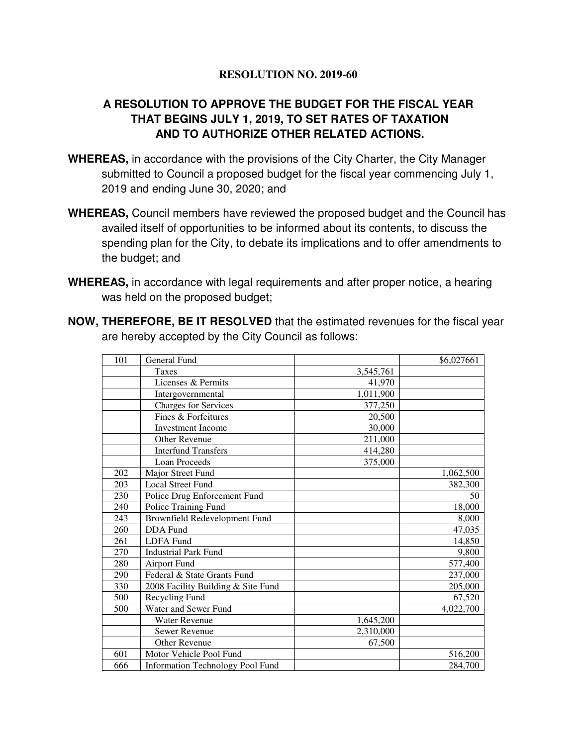**RESOLUTION NO. 2019-60**

## A RESOLUTION TO APPROVE THE BUDGET FOR THE FISCAL YEAR THAT BEGINS JULY 1, 2019, TO SET RATES OF TAXATION AND TO AUTHORIZE OTHER RELATED ACTIONS.

**WHEREAS,** in accordance with the provisions of the City Charter, the City Manager submitted to Council a proposed budget for the fiscal year commencing July 1, 2019 and ending June 30, 2020; and

**WHEREAS,** Council members have reviewed the proposed budget and the Council has availed itself of opportunities to be informed about its contents, to discuss the spending plan for the City, to debate its implications and to offer amendments to the budget; and

**WHEREAS,** in accordance with legal requirements and after proper notice, a hearing was held on the proposed budget;

**NOW, THEREFORE, BE IT RESOLVED** that the estimated revenues for the fiscal year are hereby accepted by the City Council as follows:

| | | | |
|---|---|---|---|
| 101 | General Fund | | $6,027661 |
| | Taxes | 3,545,761 | |
| | Licenses & Permits | 41,970 | |
| | Intergovernmental | 1,011,900 | |
| | Charges for Services | 377,250 | |
| | Fines & Forfeitures | 20,500 | |
| | Investment Income | 30,000 | |
| | Other Revenue | 211,000 | |
| | Interfund Transfers | 414,280 | |
| | Loan Proceeds | 375,000 | |
| 202 | Major Street Fund | | 1,062,500 |
| 203 | Local Street Fund | | 382,300 |
| 230 | Police Drug Enforcement Fund | | 50 |
| 240 | Police Training Fund | | 18,000 |
| 243 | Brownfield Redevelopment Fund | | 8,000 |
| 260 | DDA Fund | | 47,035 |
| 261 | LDFA Fund | | 14,850 |
| 270 | Industrial Park Fund | | 9,800 |
| 280 | Airport Fund | | 577,400 |
| 290 | Federal & State Grants Fund | | 237,000 |
| 330 | 2008 Facility Building & Site Fund | | 205,000 |
| 500 | Recycling Fund | | 67,520 |
| 500 | Water and Sewer Fund | | 4,022,700 |
| | Water Revenue | 1,645,200 | |
| | Sewer Revenue | 2,310,000 | |
| | Other Revenue | 67,500 | |
| 601 | Motor Vehicle Pool Fund | | 516,200 |
| 666 | Information Technology Pool Fund | | 284,700 |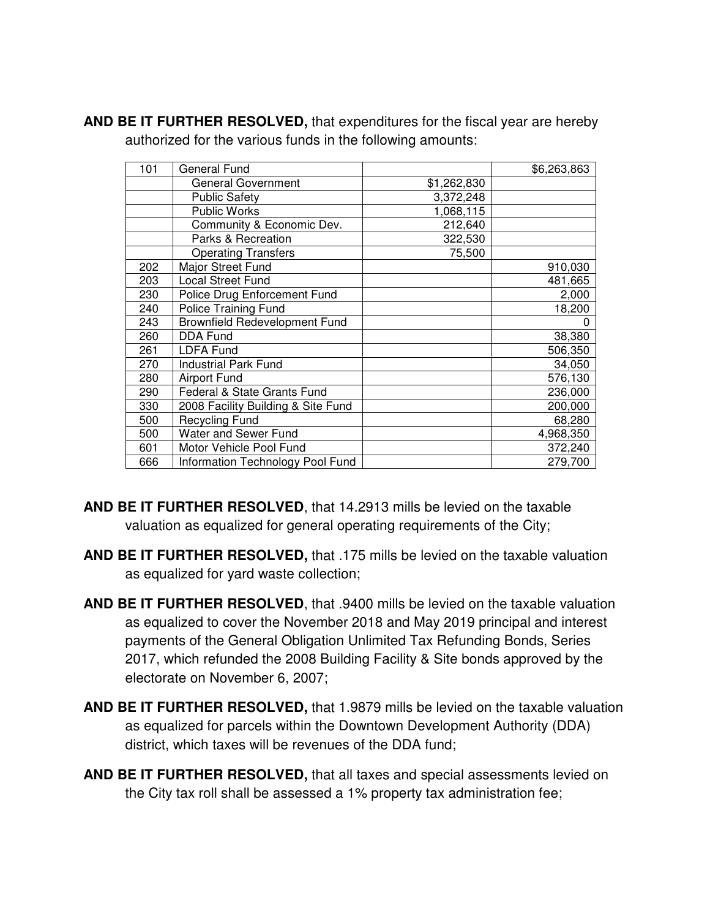**AND BE IT FURTHER RESOLVED,** that expenditures for the fiscal year are hereby authorized for the various funds in the following amounts:

| | | | |
|---|---|---|---|
| 101 | General Fund | | $6,263,863 |
| | General Government | $1,262,830 | |
| | Public Safety | 3,372,248 | |
| | Public Works | 1,068,115 | |
| | Community & Economic Dev. | 212,640 | |
| | Parks & Recreation | 322,530 | |
| | Operating Transfers | 75,500 | |
| 202 | Major Street Fund | | 910,030 |
| 203 | Local Street Fund | | 481,665 |
| 230 | Police Drug Enforcement Fund | | 2,000 |
| 240 | Police Training Fund | | 18,200 |
| 243 | Brownfield Redevelopment Fund | | 0 |
| 260 | DDA Fund | | 38,380 |
| 261 | LDFA Fund | | 506,350 |
| 270 | Industrial Park Fund | | 34,050 |
| 280 | Airport Fund | | 576,130 |
| 290 | Federal & State Grants Fund | | 236,000 |
| 330 | 2008 Facility Building & Site Fund | | 200,000 |
| 500 | Recycling Fund | | 68,280 |
| 500 | Water and Sewer Fund | | 4,968,350 |
| 601 | Motor Vehicle Pool Fund | | 372,240 |
| 666 | Information Technology Pool Fund | | 279,700 |

**AND BE IT FURTHER RESOLVED**, that 14.2913 mills be levied on the taxable valuation as equalized for general operating requirements of the City;

**AND BE IT FURTHER RESOLVED,** that .175 mills be levied on the taxable valuation as equalized for yard waste collection;

**AND BE IT FURTHER RESOLVED**, that .9400 mills be levied on the taxable valuation as equalized to cover the November 2018 and May 2019 principal and interest payments of the General Obligation Unlimited Tax Refunding Bonds, Series 2017, which refunded the 2008 Building Facility & Site bonds approved by the electorate on November 6, 2007;

**AND BE IT FURTHER RESOLVED,** that 1.9879 mills be levied on the taxable valuation as equalized for parcels within the Downtown Development Authority (DDA) district, which taxes will be revenues of the DDA fund;

**AND BE IT FURTHER RESOLVED,** that all taxes and special assessments levied on the City tax roll shall be assessed a 1% property tax administration fee;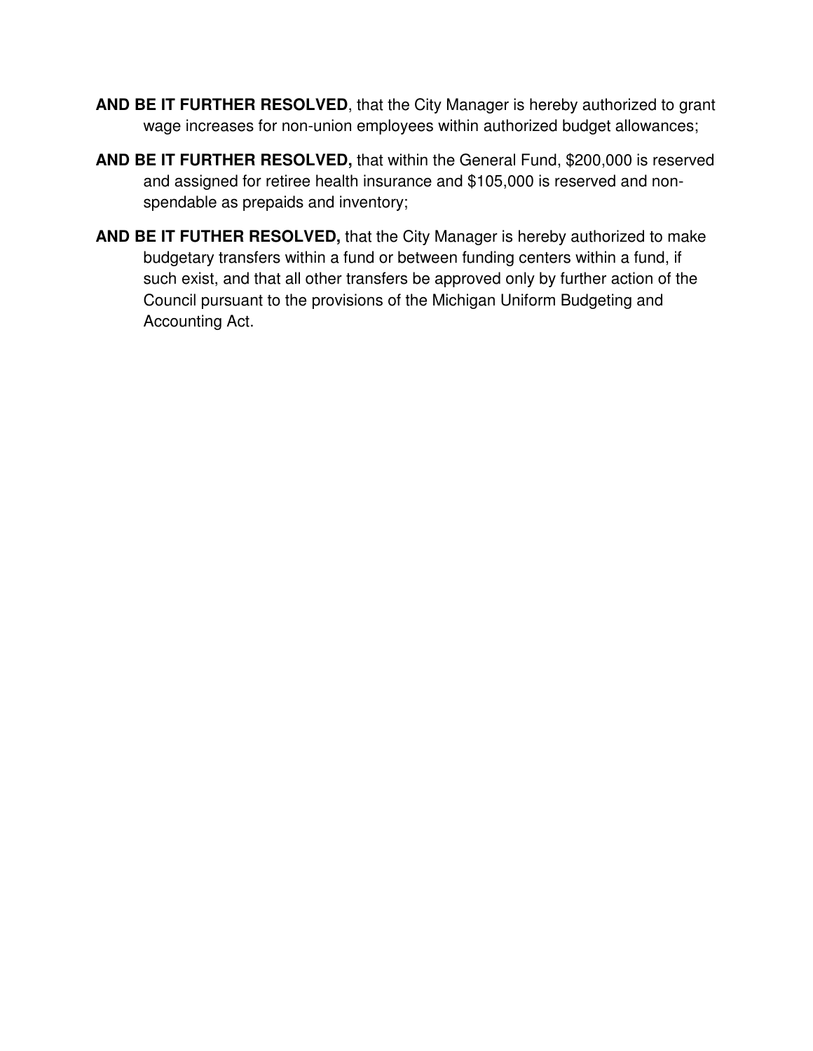**AND BE IT FURTHER RESOLVED**, that the City Manager is hereby authorized to grant wage increases for non-union employees within authorized budget allowances;

**AND BE IT FURTHER RESOLVED,** that within the General Fund, $200,000 is reserved and assigned for retiree health insurance and $105,000 is reserved and non-spendable as prepaids and inventory;

**AND BE IT FUTHER RESOLVED,** that the City Manager is hereby authorized to make budgetary transfers within a fund or between funding centers within a fund, if such exist, and that all other transfers be approved only by further action of the Council pursuant to the provisions of the Michigan Uniform Budgeting and Accounting Act.